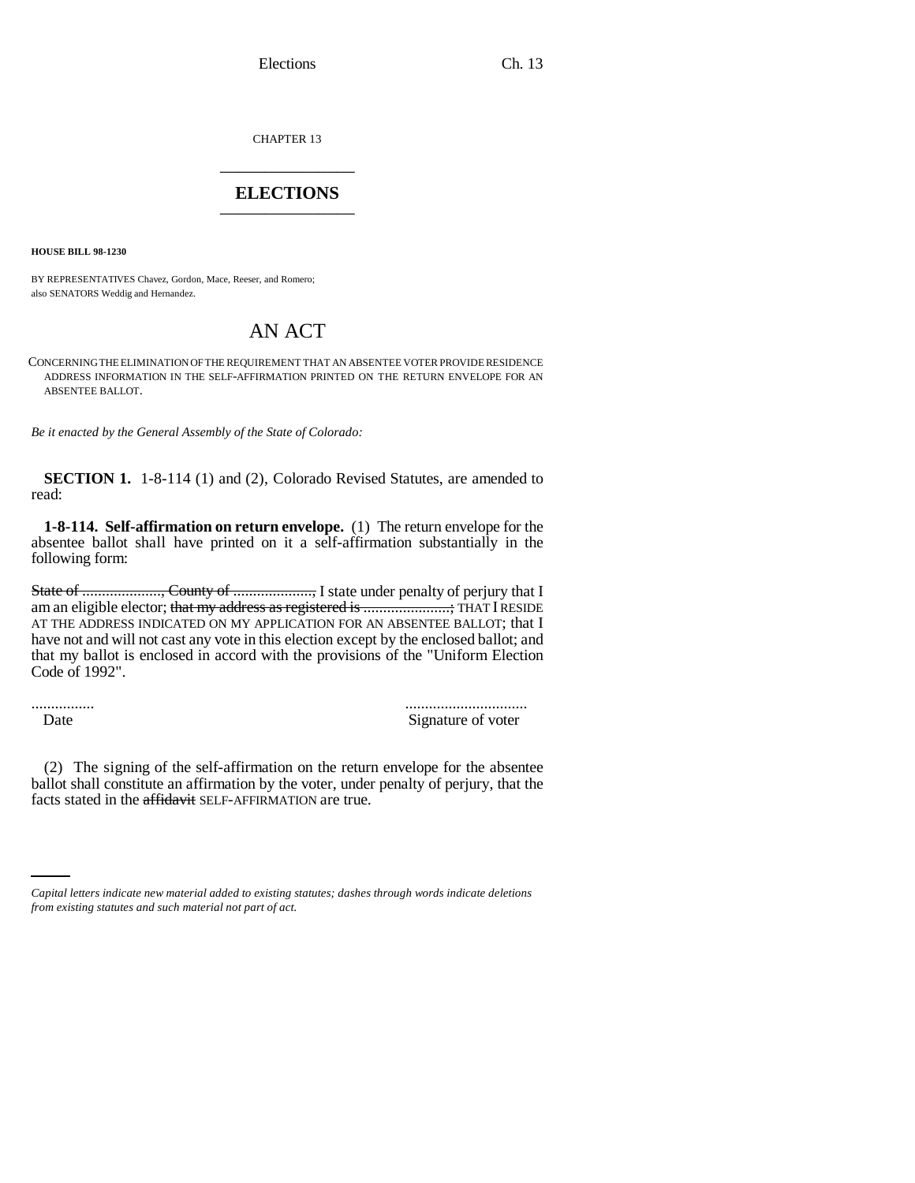CHAPTER 13

# ELECTIONS

**HOUSE BILL 98-1230**

BY REPRESENTATIVES Chavez, Gordon, Mace, Reeser, and Romero;
also SENATORS Weddig and Hernandez.

## AN ACT

CONCERNING THE ELIMINATION OF THE REQUIREMENT THAT AN ABSENTEE VOTER PROVIDE RESIDENCE ADDRESS INFORMATION IN THE SELF-AFFIRMATION PRINTED ON THE RETURN ENVELOPE FOR AN ABSENTEE BALLOT.

*Be it enacted by the General Assembly of the State of Colorado:*

**SECTION 1.** 1-8-114 (1) and (2), Colorado Revised Statutes, are amended to read:

**1-8-114. Self-affirmation on return envelope.** (1) The return envelope for the absentee ballot shall have printed on it a self-affirmation substantially in the following form:

~~State of ...................., County of ....................,~~ I state under penalty of perjury that I am an eligible elector; ~~that my address as registered is ......................;~~ THAT I RESIDE AT THE ADDRESS INDICATED ON MY APPLICATION FOR AN ABSENTEE BALLOT; that I have not and will not cast any vote in this election except by the enclosed ballot; and that my ballot is enclosed in accord with the provisions of the "Uniform Election Code of 1992".

| ................ | ............................... |
|---|---|
| Date | Signature of voter |

(2) The signing of the self-affirmation on the return envelope for the absentee ballot shall constitute an affirmation by the voter, under penalty of perjury, that the facts stated in the ~~affidavit~~ SELF-AFFIRMATION are true.

*Capital letters indicate new material added to existing statutes; dashes through words indicate deletions from existing statutes and such material not part of act.*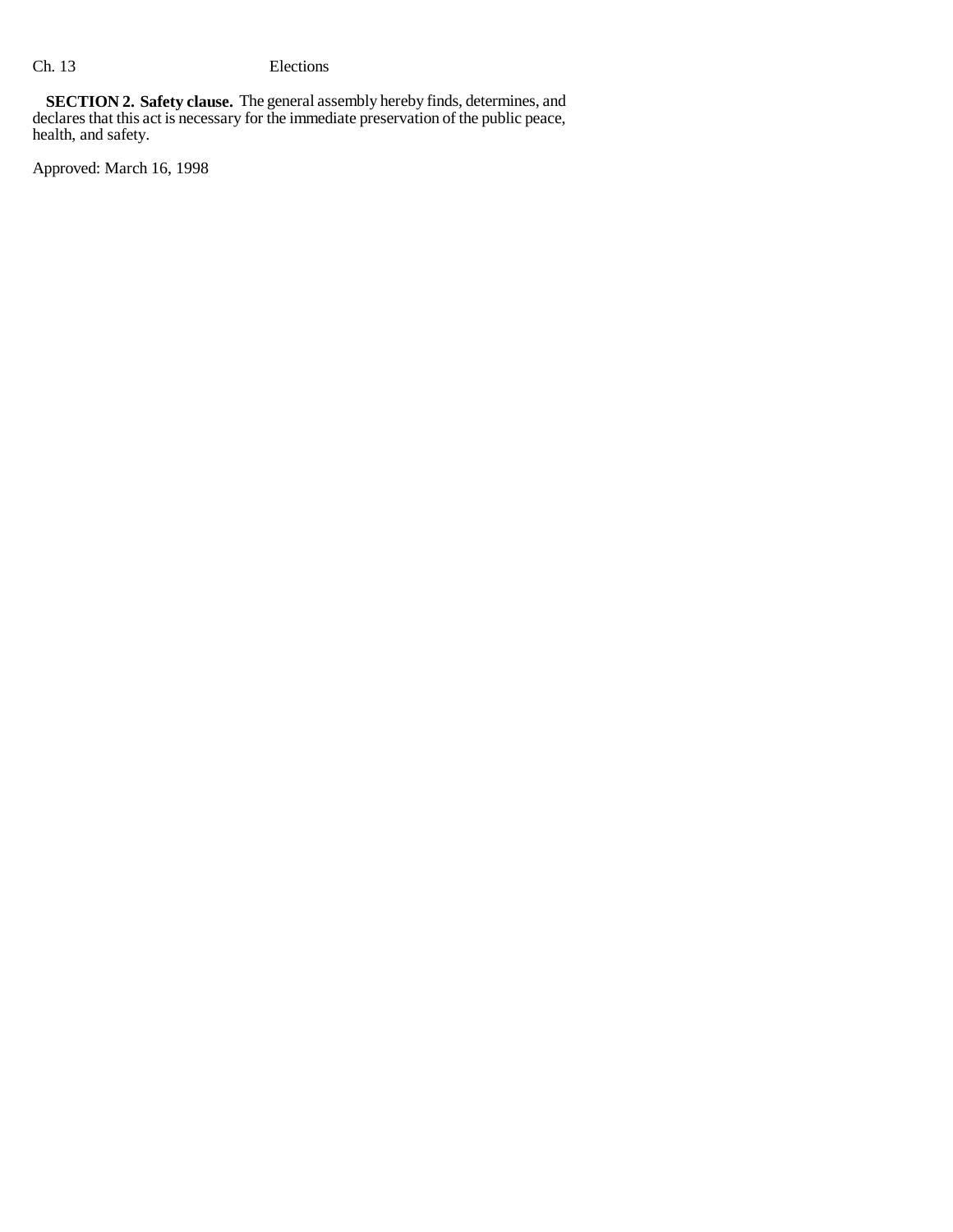**SECTION 2. Safety clause.** The general assembly hereby finds, determines, and declares that this act is necessary for the immediate preservation of the public peace, health, and safety.

Approved: March 16, 1998